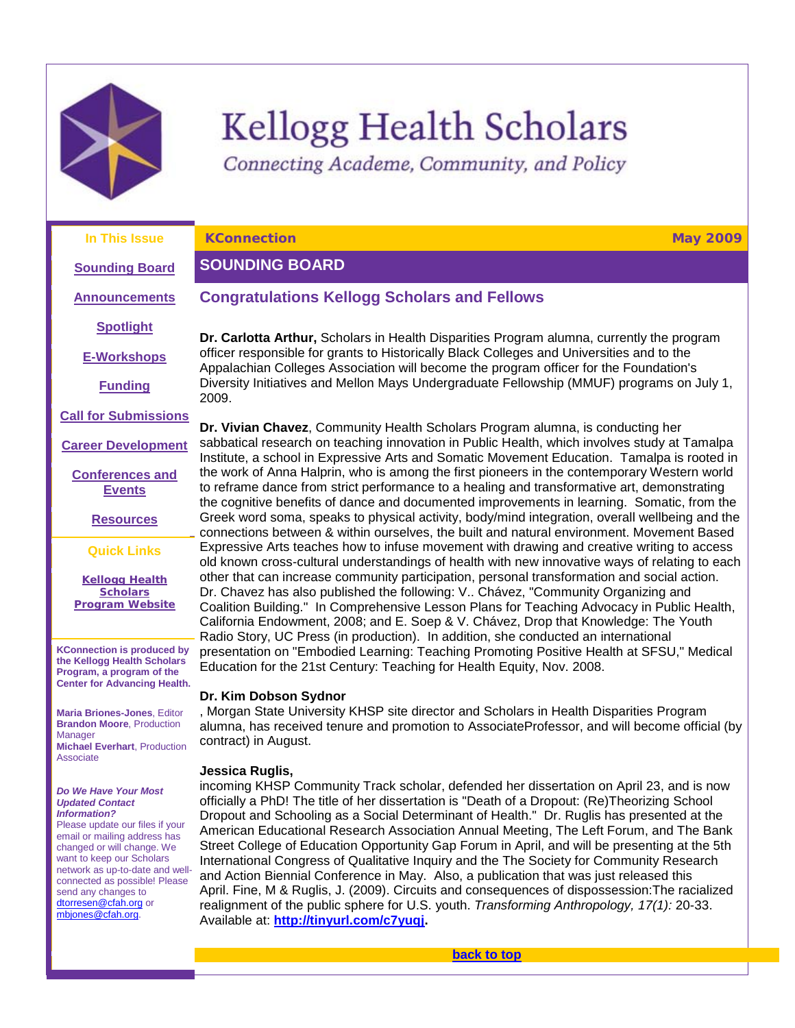# Kellogg Health Scholars

*Connecting Academe, Community, and Policy*

**In This Issue**

[Sounding Board](#)

[Announcements](#)

[Spotlight](#)

[E-Workshops](#)

[Funding](#)

[Call for Submissions](#)

[Career Development](#)

[Conferences and Events](#)

[Resources](#)

**Quick Links**

[Kellogg Health Scholars Program Website](#)

**KConnection is produced by the Kellogg Health Scholars Program, a program of the Center for Advancing Health.**

**Maria Briones-Jones**, Editor
**Brandon Moore**, Production Manager
**Michael Everhart**, Production Associate

***Do We Have Your Most Updated Contact Information?***
Please update our files if your email or mailing address has changed or will change. We want to keep our Scholars network as up-to-date and well-connected as possible! Please send any changes to dtorresen@cfah.org or mbjones@cfah.org.

**KConnection** **May 2009**

## SOUNDING BOARD

### Congratulations Kellogg Scholars and Fellows

**Dr. Carlotta Arthur,** Scholars in Health Disparities Program alumna, currently the program officer responsible for grants to Historically Black Colleges and Universities and to the Appalachian Colleges Association will become the program officer for the Foundation's Diversity Initiatives and Mellon Mays Undergraduate Fellowship (MMUF) programs on July 1, 2009.

**Dr. Vivian Chavez**, Community Health Scholars Program alumna, is conducting her sabbatical research on teaching innovation in Public Health, which involves study at Tamalpa Institute, a school in Expressive Arts and Somatic Movement Education. Tamalpa is rooted in the work of Anna Halprin, who is among the first pioneers in the contemporary Western world to reframe dance from strict performance to a healing and transformative art, demonstrating the cognitive benefits of dance and documented improvements in learning. Somatic, from the Greek word soma, speaks to physical activity, body/mind integration, overall wellbeing and the connections between & within ourselves, the built and natural environment. Movement Based Expressive Arts teaches how to infuse movement with drawing and creative writing to access old known cross-cultural understandings of health with new innovative ways of relating to each other that can increase community participation, personal transformation and social action. Dr. Chavez has also published the following: V.. Chávez, "Community Organizing and Coalition Building." In Comprehensive Lesson Plans for Teaching Advocacy in Public Health, California Endowment, 2008; and E. Soep & V. Chávez, Drop that Knowledge: The Youth Radio Story, UC Press (in production). In addition, she conducted an international presentation on "Embodied Learning: Teaching Promoting Positive Health at SFSU," Medical Education for the 21st Century: Teaching for Health Equity, Nov. 2008.

**Dr. Kim Dobson Sydnor**
, Morgan State University KHSP site director and Scholars in Health Disparities Program alumna, has received tenure and promotion to AssociateProfessor, and will become official (by contract) in August.

**Jessica Ruglis,**
incoming KHSP Community Track scholar, defended her dissertation on April 23, and is now officially a PhD! The title of her dissertation is "Death of a Dropout: (Re)Theorizing School Dropout and Schooling as a Social Determinant of Health." Dr. Ruglis has presented at the American Educational Research Association Annual Meeting, The Left Forum, and The Bank Street College of Education Opportunity Gap Forum in April, and will be presenting at the 5th International Congress of Qualitative Inquiry and the The Society for Community Research and Action Biennial Conference in May. Also, a publication that was just released this April. Fine, M & Ruglis, J. (2009). Circuits and consequences of dispossession:The racialized realignment of the public sphere for U.S. youth. *Transforming Anthropology, 17(1):* 20-33. Available at: **http://tinyurl.com/c7yuqj.**

[back to top](#)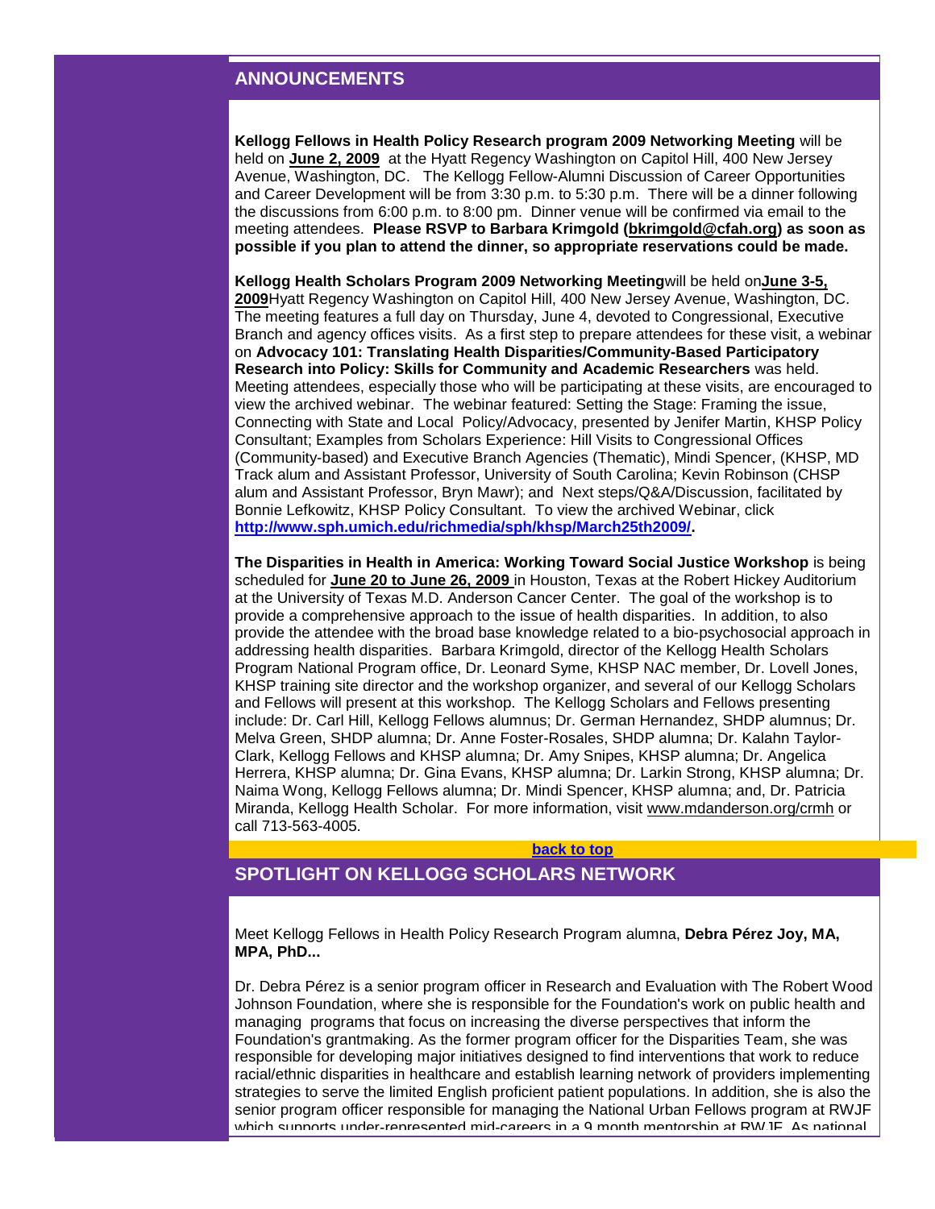## ANNOUNCEMENTS

**Kellogg Fellows in Health Policy Research program 2009 Networking Meeting** will be held on **June 2, 2009** at the Hyatt Regency Washington on Capitol Hill, 400 New Jersey Avenue, Washington, DC. The Kellogg Fellow-Alumni Discussion of Career Opportunities and Career Development will be from 3:30 p.m. to 5:30 p.m. There will be a dinner following the discussions from 6:00 p.m. to 8:00 pm. Dinner venue will be confirmed via email to the meeting attendees. **Please RSVP to Barbara Krimgold (bkrimgold@cfah.org) as soon as possible if you plan to attend the dinner, so appropriate reservations could be made.**

**Kellogg Health Scholars Program 2009 Networking Meeting**will be held on**June 3-5, 2009**Hyatt Regency Washington on Capitol Hill, 400 New Jersey Avenue, Washington, DC. The meeting features a full day on Thursday, June 4, devoted to Congressional, Executive Branch and agency offices visits. As a first step to prepare attendees for these visit, a webinar on **Advocacy 101: Translating Health Disparities/Community-Based Participatory Research into Policy: Skills for Community and Academic Researchers** was held. Meeting attendees, especially those who will be participating at these visits, are encouraged to view the archived webinar. The webinar featured: Setting the Stage: Framing the issue, Connecting with State and Local Policy/Advocacy, presented by Jenifer Martin, KHSP Policy Consultant; Examples from Scholars Experience: Hill Visits to Congressional Offices (Community-based) and Executive Branch Agencies (Thematic), Mindi Spencer, (KHSP, MD Track alum and Assistant Professor, University of South Carolina; Kevin Robinson (CHSP alum and Assistant Professor, Bryn Mawr); and Next steps/Q&A/Discussion, facilitated by Bonnie Lefkowitz, KHSP Policy Consultant. To view the archived Webinar, click **http://www.sph.umich.edu/richmedia/sph/khsp/March25th2009/.**

**The Disparities in Health in America: Working Toward Social Justice Workshop** is being scheduled for **June 20 to June 26, 2009** in Houston, Texas at the Robert Hickey Auditorium at the University of Texas M.D. Anderson Cancer Center. The goal of the workshop is to provide a comprehensive approach to the issue of health disparities. In addition, to also provide the attendee with the broad base knowledge related to a bio-psychosocial approach in addressing health disparities. Barbara Krimgold, director of the Kellogg Health Scholars Program National Program office, Dr. Leonard Syme, KHSP NAC member, Dr. Lovell Jones, KHSP training site director and the workshop organizer, and several of our Kellogg Scholars and Fellows will present at this workshop. The Kellogg Scholars and Fellows presenting include: Dr. Carl Hill, Kellogg Fellows alumnus; Dr. German Hernandez, SHDP alumnus; Dr. Melva Green, SHDP alumna; Dr. Anne Foster-Rosales, SHDP alumna; Dr. Kalahn Taylor-Clark, Kellogg Fellows and KHSP alumna; Dr. Amy Snipes, KHSP alumna; Dr. Angelica Herrera, KHSP alumna; Dr. Gina Evans, KHSP alumna; Dr. Larkin Strong, KHSP alumna; Dr. Naima Wong, Kellogg Fellows alumna; Dr. Mindi Spencer, KHSP alumna; and, Dr. Patricia Miranda, Kellogg Health Scholar. For more information, visit www.mdanderson.org/crmh or call 713-563-4005.

**back to top**

## SPOTLIGHT ON KELLOGG SCHOLARS NETWORK

Meet Kellogg Fellows in Health Policy Research Program alumna, **Debra Pérez Joy, MA, MPA, PhD...**

Dr. Debra Pérez is a senior program officer in Research and Evaluation with The Robert Wood Johnson Foundation, where she is responsible for the Foundation's work on public health and managing programs that focus on increasing the diverse perspectives that inform the Foundation's grantmaking. As the former program officer for the Disparities Team, she was responsible for developing major initiatives designed to find interventions that work to reduce racial/ethnic disparities in healthcare and establish learning network of providers implementing strategies to serve the limited English proficient patient populations. In addition, she is also the senior program officer responsible for managing the National Urban Fellows program at RWJF which supports under-represented mid-careers in a 9 month mentorship at RWJF. As national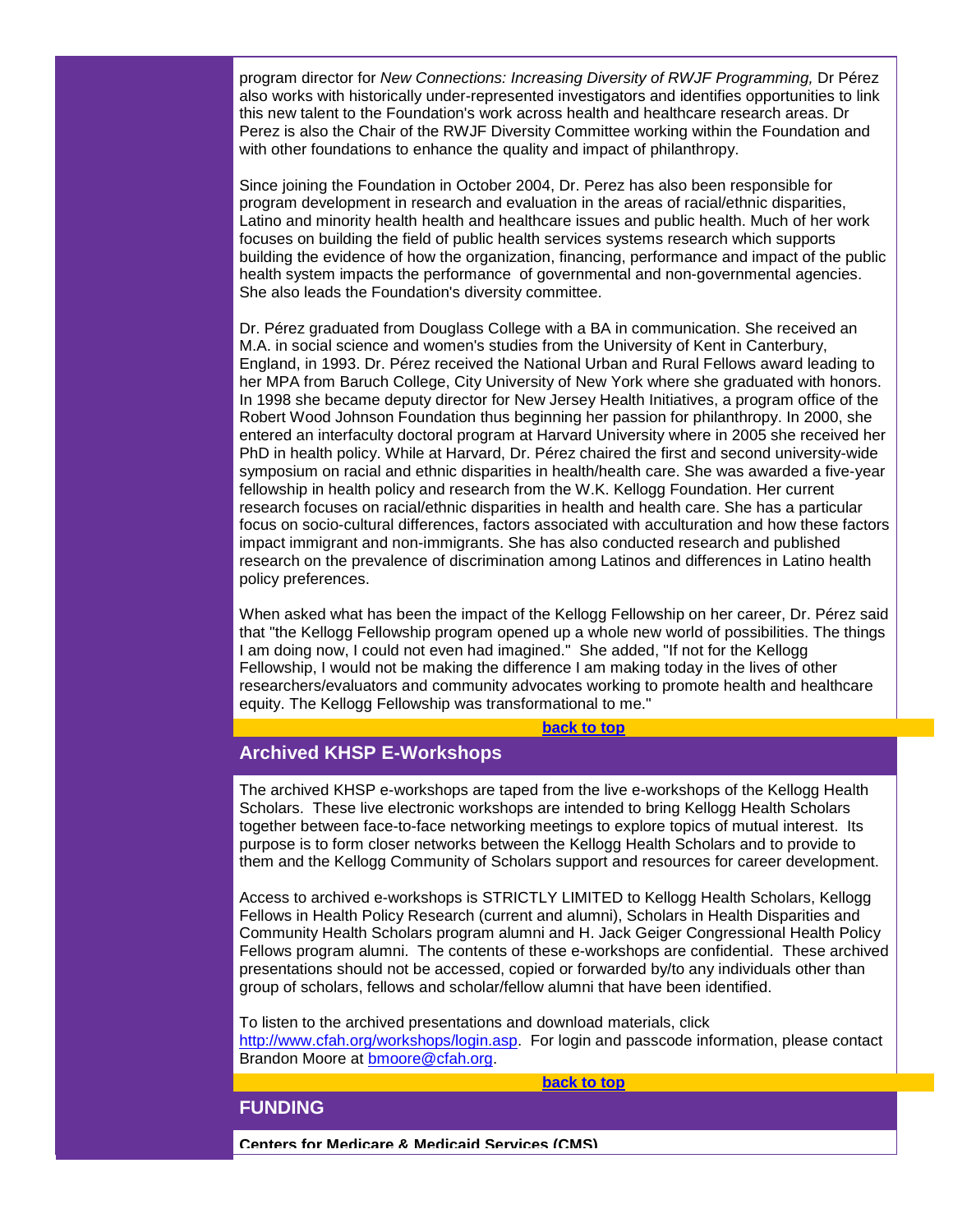program director for *New Connections: Increasing Diversity of RWJF Programming,* Dr Pérez also works with historically under-represented investigators and identifies opportunities to link this new talent to the Foundation's work across health and healthcare research areas. Dr Perez is also the Chair of the RWJF Diversity Committee working within the Foundation and with other foundations to enhance the quality and impact of philanthropy.

Since joining the Foundation in October 2004, Dr. Perez has also been responsible for program development in research and evaluation in the areas of racial/ethnic disparities, Latino and minority health health and healthcare issues and public health. Much of her work focuses on building the field of public health services systems research which supports building the evidence of how the organization, financing, performance and impact of the public health system impacts the performance of governmental and non-governmental agencies. She also leads the Foundation's diversity committee.

Dr. Pérez graduated from Douglass College with a BA in communication. She received an M.A. in social science and women's studies from the University of Kent in Canterbury, England, in 1993. Dr. Pérez received the National Urban and Rural Fellows award leading to her MPA from Baruch College, City University of New York where she graduated with honors. In 1998 she became deputy director for New Jersey Health Initiatives, a program office of the Robert Wood Johnson Foundation thus beginning her passion for philanthropy. In 2000, she entered an interfaculty doctoral program at Harvard University where in 2005 she received her PhD in health policy. While at Harvard, Dr. Pérez chaired the first and second university-wide symposium on racial and ethnic disparities in health/health care. She was awarded a five-year fellowship in health policy and research from the W.K. Kellogg Foundation. Her current research focuses on racial/ethnic disparities in health and health care. She has a particular focus on socio-cultural differences, factors associated with acculturation and how these factors impact immigrant and non-immigrants. She has also conducted research and published research on the prevalence of discrimination among Latinos and differences in Latino health policy preferences.

When asked what has been the impact of the Kellogg Fellowship on her career, Dr. Pérez said that "the Kellogg Fellowship program opened up a whole new world of possibilities. The things I am doing now, I could not even had imagined." She added, "If not for the Kellogg Fellowship, I would not be making the difference I am making today in the lives of other researchers/evaluators and community advocates working to promote health and healthcare equity. The Kellogg Fellowship was transformational to me."

**back to top**

## Archived KHSP E-Workshops

The archived KHSP e-workshops are taped from the live e-workshops of the Kellogg Health Scholars. These live electronic workshops are intended to bring Kellogg Health Scholars together between face-to-face networking meetings to explore topics of mutual interest. Its purpose is to form closer networks between the Kellogg Health Scholars and to provide to them and the Kellogg Community of Scholars support and resources for career development.

Access to archived e-workshops is STRICTLY LIMITED to Kellogg Health Scholars, Kellogg Fellows in Health Policy Research (current and alumni), Scholars in Health Disparities and Community Health Scholars program alumni and H. Jack Geiger Congressional Health Policy Fellows program alumni. The contents of these e-workshops are confidential. These archived presentations should not be accessed, copied or forwarded by/to any individuals other than group of scholars, fellows and scholar/fellow alumni that have been identified.

To listen to the archived presentations and download materials, click http://www.cfah.org/workshops/login.asp. For login and passcode information, please contact Brandon Moore at bmoore@cfah.org.

**back to top**

## FUNDING

**Centers for Medicare & Medicaid Services (CMS)**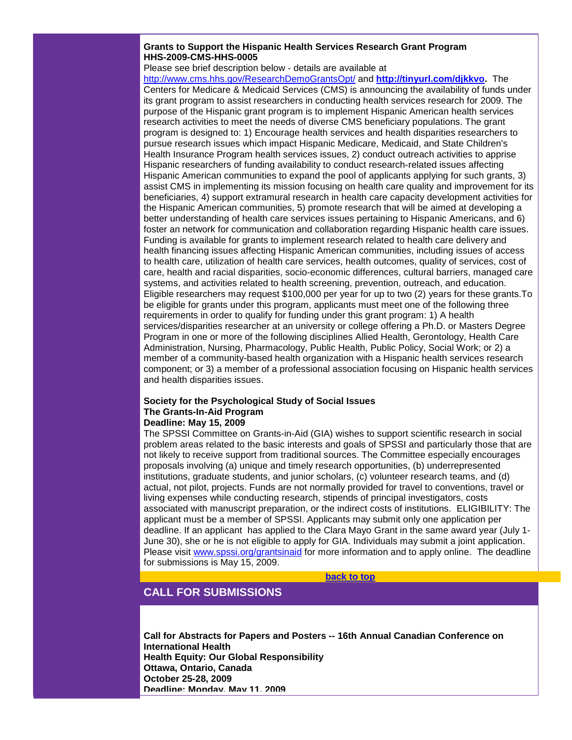**Grants to Support the Hispanic Health Services Research Grant Program**
**HHS-2009-CMS-HHS-0005**

Please see brief description below - details are available at http://www.cms.hhs.gov/ResearchDemoGrantsOpt/ and **http://tinyurl.com/djkkvo.** The Centers for Medicare & Medicaid Services (CMS) is announcing the availability of funds under its grant program to assist researchers in conducting health services research for 2009. The purpose of the Hispanic grant program is to implement Hispanic American health services research activities to meet the needs of diverse CMS beneficiary populations. The grant program is designed to: 1) Encourage health services and health disparities researchers to pursue research issues which impact Hispanic Medicare, Medicaid, and State Children's Health Insurance Program health services issues, 2) conduct outreach activities to apprise Hispanic researchers of funding availability to conduct research-related issues affecting Hispanic American communities to expand the pool of applicants applying for such grants, 3) assist CMS in implementing its mission focusing on health care quality and improvement for its beneficiaries, 4) support extramural research in health care capacity development activities for the Hispanic American communities, 5) promote research that will be aimed at developing a better understanding of health care services issues pertaining to Hispanic Americans, and 6) foster an network for communication and collaboration regarding Hispanic health care issues. Funding is available for grants to implement research related to health care delivery and health financing issues affecting Hispanic American communities, including issues of access to health care, utilization of health care services, health outcomes, quality of services, cost of care, health and racial disparities, socio-economic differences, cultural barriers, managed care systems, and activities related to health screening, prevention, outreach, and education. Eligible researchers may request $100,000 per year for up to two (2) years for these grants.To be eligible for grants under this program, applicants must meet one of the following three requirements in order to qualify for funding under this grant program: 1) A health services/disparities researcher at an university or college offering a Ph.D. or Masters Degree Program in one or more of the following disciplines Allied Health, Gerontology, Health Care Administration, Nursing, Pharmacology, Public Health, Public Policy, Social Work; or 2) a member of a community-based health organization with a Hispanic health services research component; or 3) a member of a professional association focusing on Hispanic health services and health disparities issues.

**Society for the Psychological Study of Social Issues**
**The Grants-In-Aid Program**
**Deadline: May 15, 2009**

The SPSSI Committee on Grants-in-Aid (GIA) wishes to support scientific research in social problem areas related to the basic interests and goals of SPSSI and particularly those that are not likely to receive support from traditional sources. The Committee especially encourages proposals involving (a) unique and timely research opportunities, (b) underrepresented institutions, graduate students, and junior scholars, (c) volunteer research teams, and (d) actual, not pilot, projects. Funds are not normally provided for travel to conventions, travel or living expenses while conducting research, stipends of principal investigators, costs associated with manuscript preparation, or the indirect costs of institutions. ELIGIBILITY: The applicant must be a member of SPSSI. Applicants may submit only one application per deadline. If an applicant has applied to the Clara Mayo Grant in the same award year (July 1-June 30), she or he is not eligible to apply for GIA. Individuals may submit a joint application. Please visit www.spssi.org/grantsinaid for more information and to apply online. The deadline for submissions is May 15, 2009.

**back to top**

## CALL FOR SUBMISSIONS

**Call for Abstracts for Papers and Posters -- 16th Annual Canadian Conference on International Health**
**Health Equity: Our Global Responsibility**
**Ottawa, Ontario, Canada**
**October 25-28, 2009**
**Deadline: Monday, May 11, 2009**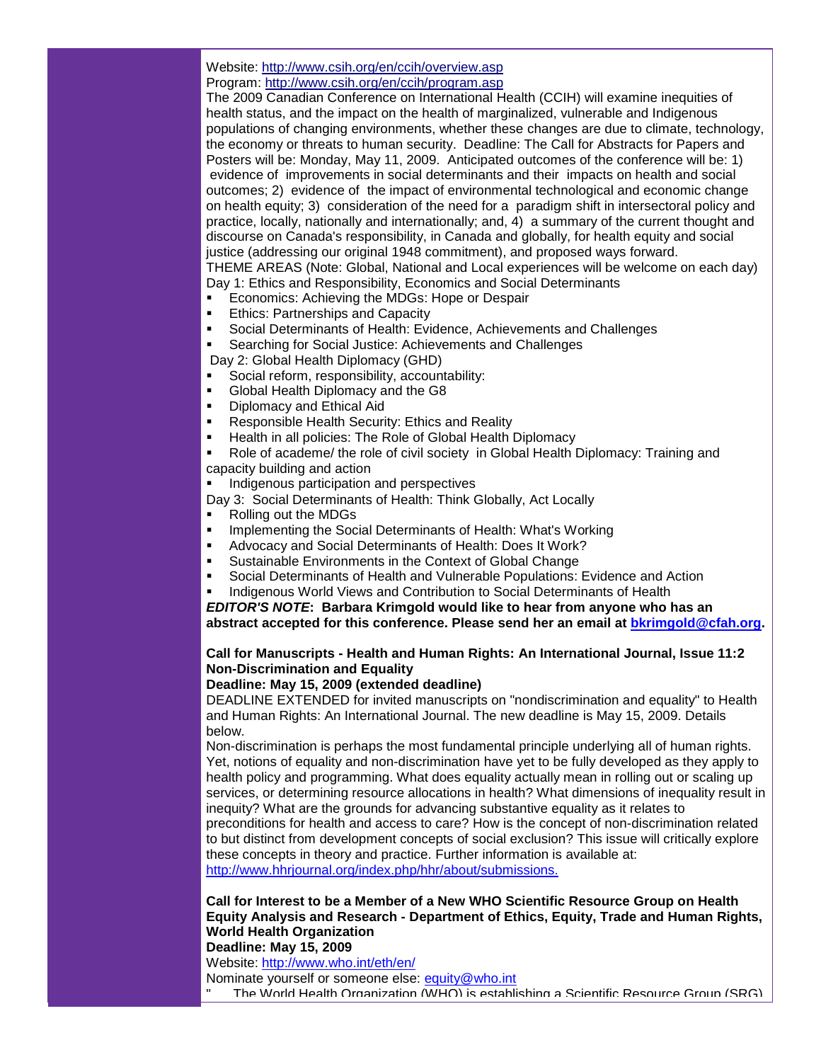Website: http://www.csih.org/en/ccih/overview.asp
Program: http://www.csih.org/en/ccih/program.asp
The 2009 Canadian Conference on International Health (CCIH) will examine inequities of health status, and the impact on the health of marginalized, vulnerable and Indigenous populations of changing environments, whether these changes are due to climate, technology, the economy or threats to human security. Deadline: The Call for Abstracts for Papers and Posters will be: Monday, May 11, 2009. Anticipated outcomes of the conference will be: 1) evidence of improvements in social determinants and their impacts on health and social outcomes; 2) evidence of the impact of environmental technological and economic change on health equity; 3) consideration of the need for a paradigm shift in intersectoral policy and practice, locally, nationally and internationally; and, 4) a summary of the current thought and discourse on Canada's responsibility, in Canada and globally, for health equity and social justice (addressing our original 1948 commitment), and proposed ways forward.
THEME AREAS (Note: Global, National and Local experiences will be welcome on each day)
Day 1: Ethics and Responsibility, Economics and Social Determinants

- Economics: Achieving the MDGs: Hope or Despair
- Ethics: Partnerships and Capacity
- Social Determinants of Health: Evidence, Achievements and Challenges
- Searching for Social Justice: Achievements and Challenges

Day 2: Global Health Diplomacy (GHD)

- Social reform, responsibility, accountability:
- Global Health Diplomacy and the G8
- Diplomacy and Ethical Aid
- Responsible Health Security: Ethics and Reality
- Health in all policies: The Role of Global Health Diplomacy
- Role of academe/ the role of civil society in Global Health Diplomacy: Training and capacity building and action
- Indigenous participation and perspectives

Day 3: Social Determinants of Health: Think Globally, Act Locally

- Rolling out the MDGs
- Implementing the Social Determinants of Health: What's Working
- Advocacy and Social Determinants of Health: Does It Work?
- Sustainable Environments in the Context of Global Change
- Social Determinants of Health and Vulnerable Populations: Evidence and Action
- Indigenous World Views and Contribution to Social Determinants of Health

***EDITOR'S NOTE*: Barbara Krimgold would like to hear from anyone who has an abstract accepted for this conference. Please send her an email at bkrimgold@cfah.org.**

**Call for Manuscripts - Health and Human Rights: An International Journal, Issue 11:2 Non-Discrimination and Equality**
**Deadline: May 15, 2009 (extended deadline)**
DEADLINE EXTENDED for invited manuscripts on "nondiscrimination and equality" to Health and Human Rights: An International Journal. The new deadline is May 15, 2009. Details below.
Non-discrimination is perhaps the most fundamental principle underlying all of human rights. Yet, notions of equality and non-discrimination have yet to be fully developed as they apply to health policy and programming. What does equality actually mean in rolling out or scaling up services, or determining resource allocations in health? What dimensions of inequality result in inequity? What are the grounds for advancing substantive equality as it relates to preconditions for health and access to care? How is the concept of non-discrimination related to but distinct from development concepts of social exclusion? This issue will critically explore these concepts in theory and practice. Further information is available at: http://www.hhrjournal.org/index.php/hhr/about/submissions.

**Call for Interest to be a Member of a New WHO Scientific Resource Group on Health Equity Analysis and Research - Department of Ethics, Equity, Trade and Human Rights, World Health Organization**
**Deadline: May 15, 2009**
Website: http://www.who.int/eth/en/
Nominate yourself or someone else: equity@who.int
" The World Health Organization (WHO) is establishing a Scientific Resource Group (SRG)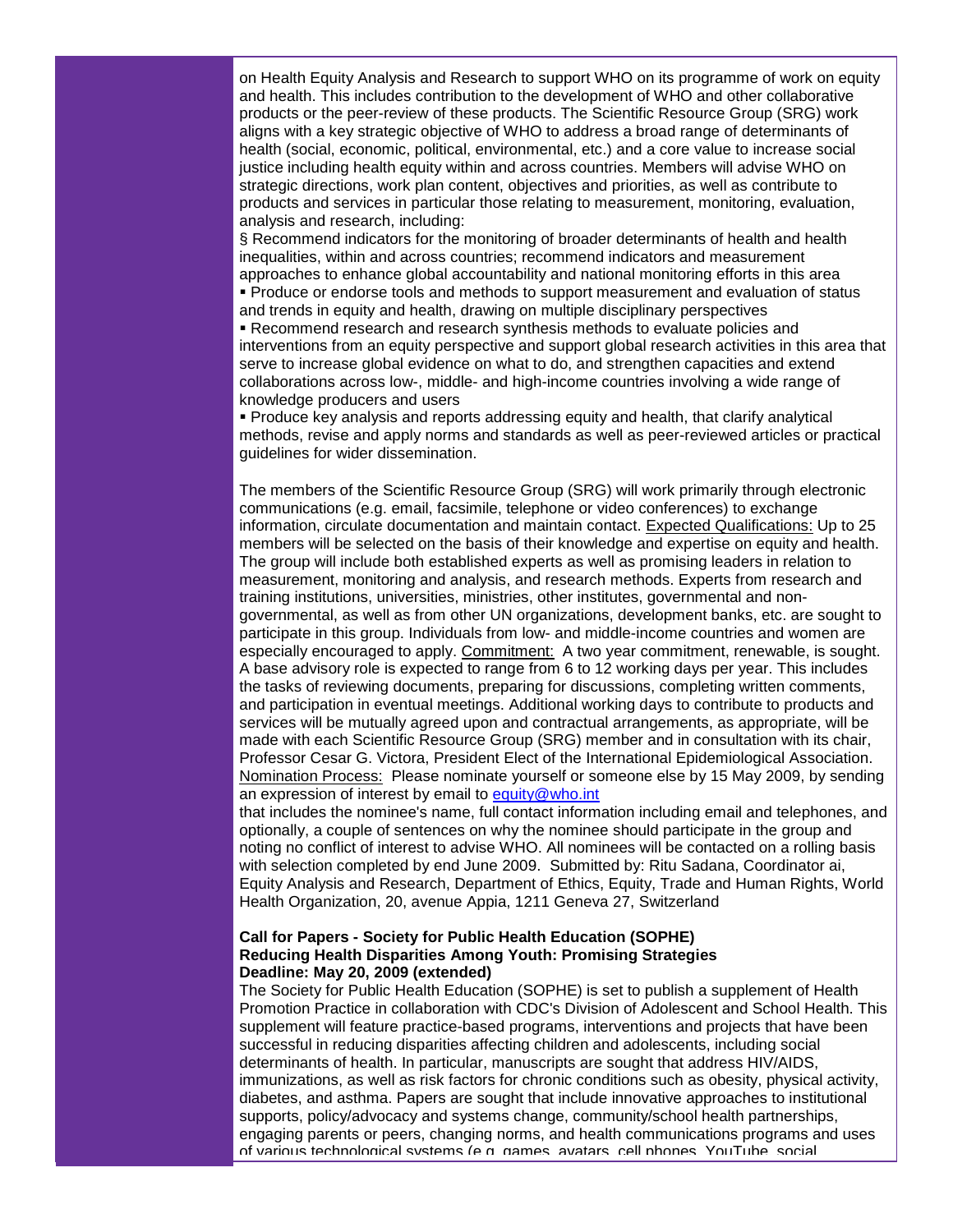on Health Equity Analysis and Research to support WHO on its programme of work on equity and health. This includes contribution to the development of WHO and other collaborative products or the peer-review of these products. The Scientific Resource Group (SRG) work aligns with a key strategic objective of WHO to address a broad range of determinants of health (social, economic, political, environmental, etc.) and a core value to increase social justice including health equity within and across countries. Members will advise WHO on strategic directions, work plan content, objectives and priorities, as well as contribute to products and services in particular those relating to measurement, monitoring, evaluation, analysis and research, including:

§ Recommend indicators for the monitoring of broader determinants of health and health inequalities, within and across countries; recommend indicators and measurement approaches to enhance global accountability and national monitoring efforts in this area

▪ Produce or endorse tools and methods to support measurement and evaluation of status and trends in equity and health, drawing on multiple disciplinary perspectives

▪ Recommend research and research synthesis methods to evaluate policies and interventions from an equity perspective and support global research activities in this area that serve to increase global evidence on what to do, and strengthen capacities and extend collaborations across low-, middle- and high-income countries involving a wide range of knowledge producers and users

▪ Produce key analysis and reports addressing equity and health, that clarify analytical methods, revise and apply norms and standards as well as peer-reviewed articles or practical guidelines for wider dissemination.

The members of the Scientific Resource Group (SRG) will work primarily through electronic communications (e.g. email, facsimile, telephone or video conferences) to exchange information, circulate documentation and maintain contact. Expected Qualifications: Up to 25 members will be selected on the basis of their knowledge and expertise on equity and health. The group will include both established experts as well as promising leaders in relation to measurement, monitoring and analysis, and research methods. Experts from research and training institutions, universities, ministries, other institutes, governmental and non-governmental, as well as from other UN organizations, development banks, etc. are sought to participate in this group. Individuals from low- and middle-income countries and women are especially encouraged to apply. Commitment: A two year commitment, renewable, is sought. A base advisory role is expected to range from 6 to 12 working days per year. This includes the tasks of reviewing documents, preparing for discussions, completing written comments, and participation in eventual meetings. Additional working days to contribute to products and services will be mutually agreed upon and contractual arrangements, as appropriate, will be made with each Scientific Resource Group (SRG) member and in consultation with its chair, Professor Cesar G. Victora, President Elect of the International Epidemiological Association. Nomination Process: Please nominate yourself or someone else by 15 May 2009, by sending an expression of interest by email to equity@who.int that includes the nominee's name, full contact information including email and telephones, and optionally, a couple of sentences on why the nominee should participate in the group and noting no conflict of interest to advise WHO. All nominees will be contacted on a rolling basis with selection completed by end June 2009. Submitted by: Ritu Sadana, Coordinator ai, Equity Analysis and Research, Department of Ethics, Equity, Trade and Human Rights, World Health Organization, 20, avenue Appia, 1211 Geneva 27, Switzerland

**Call for Papers - Society for Public Health Education (SOPHE)**
**Reducing Health Disparities Among Youth: Promising Strategies**
**Deadline: May 20, 2009 (extended)**

The Society for Public Health Education (SOPHE) is set to publish a supplement of Health Promotion Practice in collaboration with CDC's Division of Adolescent and School Health. This supplement will feature practice-based programs, interventions and projects that have been successful in reducing disparities affecting children and adolescents, including social determinants of health. In particular, manuscripts are sought that address HIV/AIDS, immunizations, as well as risk factors for chronic conditions such as obesity, physical activity, diabetes, and asthma. Papers are sought that include innovative approaches to institutional supports, policy/advocacy and systems change, community/school health partnerships, engaging parents or peers, changing norms, and health communications programs and uses of various technological systems (e.g. games, avatars, cell phones, YouTube, social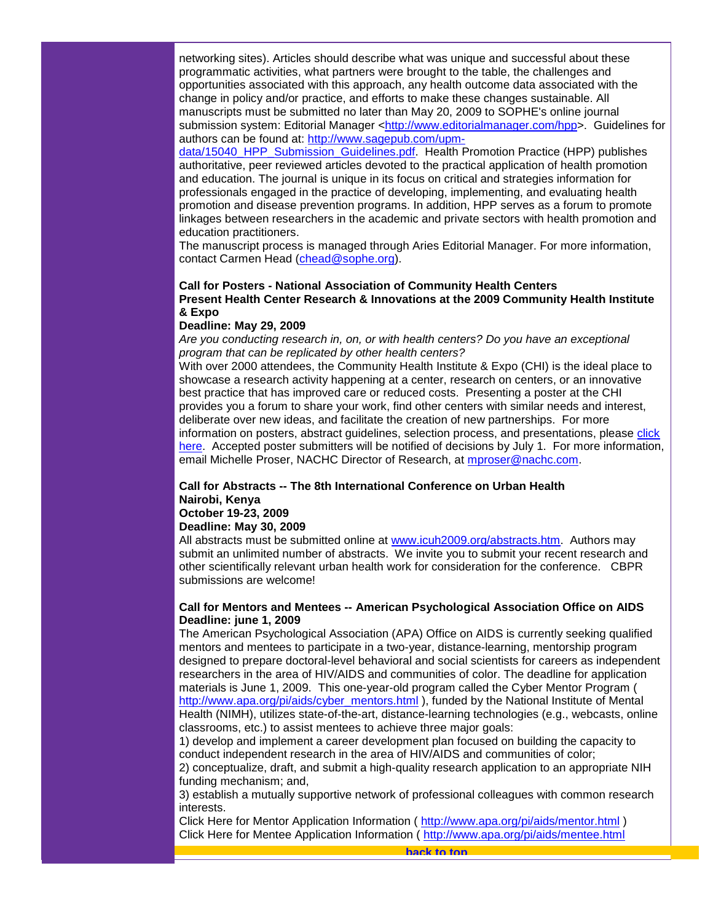networking sites). Articles should describe what was unique and successful about these programmatic activities, what partners were brought to the table, the challenges and opportunities associated with this approach, any health outcome data associated with the change in policy and/or practice, and efforts to make these changes sustainable. All manuscripts must be submitted no later than May 20, 2009 to SOPHE's online journal submission system: Editorial Manager <http://www.editorialmanager.com/hpp>. Guidelines for authors can be found at: http://www.sagepub.com/upm-data/15040_HPP_Submission_Guidelines.pdf. Health Promotion Practice (HPP) publishes authoritative, peer reviewed articles devoted to the practical application of health promotion and education. The journal is unique in its focus on critical and strategies information for professionals engaged in the practice of developing, implementing, and evaluating health promotion and disease prevention programs. In addition, HPP serves as a forum to promote linkages between researchers in the academic and private sectors with health promotion and education practitioners.

The manuscript process is managed through Aries Editorial Manager. For more information, contact Carmen Head (chead@sophe.org).

**Call for Posters - National Association of Community Health Centers**
**Present Health Center Research & Innovations at the 2009 Community Health Institute & Expo**
**Deadline: May 29, 2009**

*Are you conducting research in, on, or with health centers? Do you have an exceptional program that can be replicated by other health centers?*

With over 2000 attendees, the Community Health Institute & Expo (CHI) is the ideal place to showcase a research activity happening at a center, research on centers, or an innovative best practice that has improved care or reduced costs. Presenting a poster at the CHI provides you a forum to share your work, find other centers with similar needs and interest, deliberate over new ideas, and facilitate the creation of new partnerships. For more information on posters, abstract guidelines, selection process, and presentations, please click here. Accepted poster submitters will be notified of decisions by July 1. For more information, email Michelle Proser, NACHC Director of Research, at mproser@nachc.com.

**Call for Abstracts -- The 8th International Conference on Urban Health**
**Nairobi, Kenya**
**October 19-23, 2009**
**Deadline: May 30, 2009**

All abstracts must be submitted online at www.icuh2009.org/abstracts.htm. Authors may submit an unlimited number of abstracts. We invite you to submit your recent research and other scientifically relevant urban health work for consideration for the conference. CBPR submissions are welcome!

**Call for Mentors and Mentees -- American Psychological Association Office on AIDS**
**Deadline: june 1, 2009**

The American Psychological Association (APA) Office on AIDS is currently seeking qualified mentors and mentees to participate in a two-year, distance-learning, mentorship program designed to prepare doctoral-level behavioral and social scientists for careers as independent researchers in the area of HIV/AIDS and communities of color. The deadline for application materials is June 1, 2009. This one-year-old program called the Cyber Mentor Program ( http://www.apa.org/pi/aids/cyber_mentors.html ), funded by the National Institute of Mental Health (NIMH), utilizes state-of-the-art, distance-learning technologies (e.g., webcasts, online classrooms, etc.) to assist mentees to achieve three major goals:

1) develop and implement a career development plan focused on building the capacity to conduct independent research in the area of HIV/AIDS and communities of color;
2) conceptualize, draft, and submit a high-quality research application to an appropriate NIH funding mechanism; and,
3) establish a mutually supportive network of professional colleagues with common research interests.

Click Here for Mentor Application Information ( http://www.apa.org/pi/aids/mentor.html )
Click Here for Mentee Application Information ( http://www.apa.org/pi/aids/mentee.html

back to top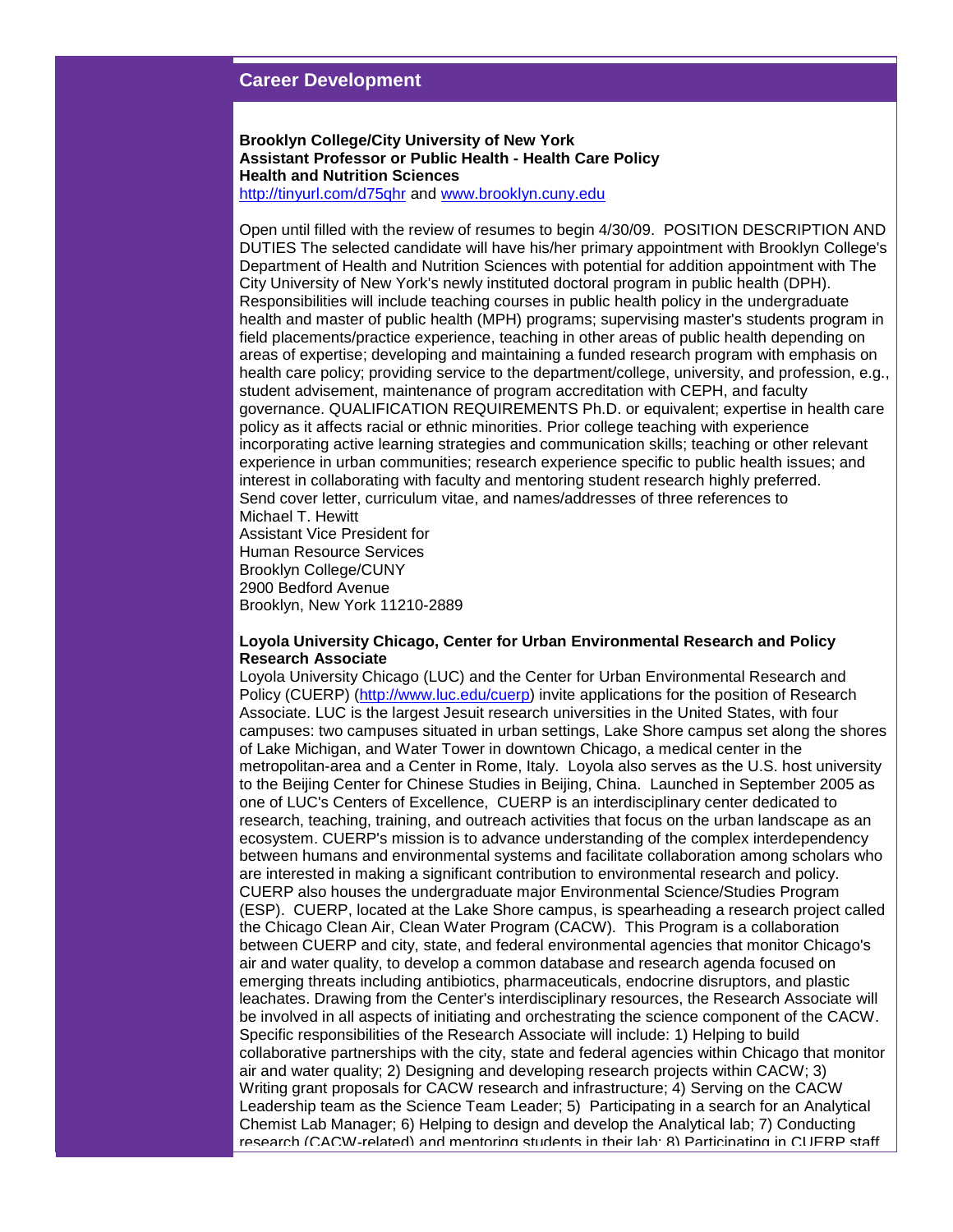## Career Development

**Brooklyn College/City University of New York**
**Assistant Professor or Public Health - Health Care Policy**
**Health and Nutrition Sciences**
http://tinyurl.com/d75qhr and www.brooklyn.cuny.edu

Open until filled with the review of resumes to begin 4/30/09. POSITION DESCRIPTION AND DUTIES The selected candidate will have his/her primary appointment with Brooklyn College's Department of Health and Nutrition Sciences with potential for addition appointment with The City University of New York's newly instituted doctoral program in public health (DPH). Responsibilities will include teaching courses in public health policy in the undergraduate health and master of public health (MPH) programs; supervising master's students program in field placements/practice experience, teaching in other areas of public health depending on areas of expertise; developing and maintaining a funded research program with emphasis on health care policy; providing service to the department/college, university, and profession, e.g., student advisement, maintenance of program accreditation with CEPH, and faculty governance. QUALIFICATION REQUIREMENTS Ph.D. or equivalent; expertise in health care policy as it affects racial or ethnic minorities. Prior college teaching with experience incorporating active learning strategies and communication skills; teaching or other relevant experience in urban communities; research experience specific to public health issues; and interest in collaborating with faculty and mentoring student research highly preferred.
Send cover letter, curriculum vitae, and names/addresses of three references to
Michael T. Hewitt
Assistant Vice President for
Human Resource Services
Brooklyn College/CUNY
2900 Bedford Avenue
Brooklyn, New York 11210-2889

**Loyola University Chicago, Center for Urban Environmental Research and Policy**
**Research Associate**
Loyola University Chicago (LUC) and the Center for Urban Environmental Research and Policy (CUERP) (http://www.luc.edu/cuerp) invite applications for the position of Research Associate. LUC is the largest Jesuit research universities in the United States, with four campuses: two campuses situated in urban settings, Lake Shore campus set along the shores of Lake Michigan, and Water Tower in downtown Chicago, a medical center in the metropolitan-area and a Center in Rome, Italy. Loyola also serves as the U.S. host university to the Beijing Center for Chinese Studies in Beijing, China. Launched in September 2005 as one of LUC's Centers of Excellence, CUERP is an interdisciplinary center dedicated to research, teaching, training, and outreach activities that focus on the urban landscape as an ecosystem. CUERP's mission is to advance understanding of the complex interdependency between humans and environmental systems and facilitate collaboration among scholars who are interested in making a significant contribution to environmental research and policy. CUERP also houses the undergraduate major Environmental Science/Studies Program (ESP). CUERP, located at the Lake Shore campus, is spearheading a research project called the Chicago Clean Air, Clean Water Program (CACW). This Program is a collaboration between CUERP and city, state, and federal environmental agencies that monitor Chicago's air and water quality, to develop a common database and research agenda focused on emerging threats including antibiotics, pharmaceuticals, endocrine disruptors, and plastic leachates. Drawing from the Center's interdisciplinary resources, the Research Associate will be involved in all aspects of initiating and orchestrating the science component of the CACW. Specific responsibilities of the Research Associate will include: 1) Helping to build collaborative partnerships with the city, state and federal agencies within Chicago that monitor air and water quality; 2) Designing and developing research projects within CACW; 3) Writing grant proposals for CACW research and infrastructure; 4) Serving on the CACW Leadership team as the Science Team Leader; 5) Participating in a search for an Analytical Chemist Lab Manager; 6) Helping to design and develop the Analytical lab; 7) Conducting research (CACW-related) and mentoring students in their lab; 8) Participating in CUERP staff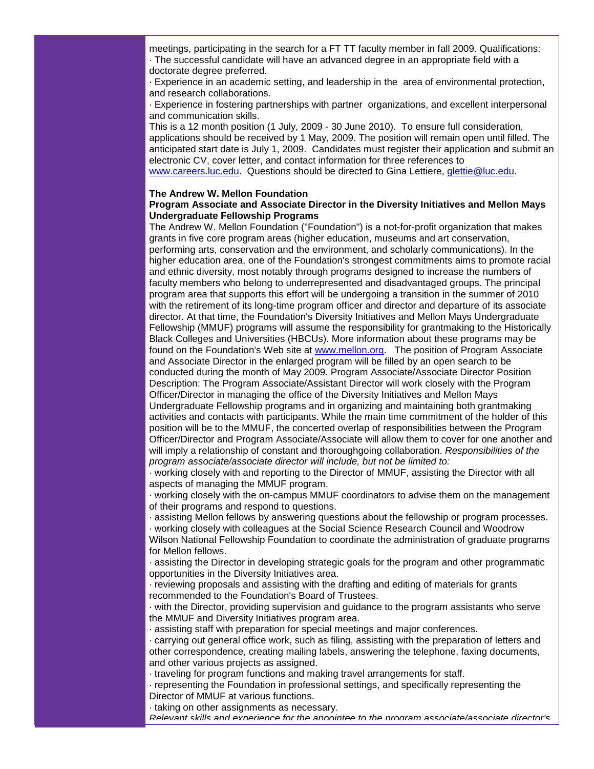meetings, participating in the search for a FT TT faculty member in fall 2009. Qualifications:

· The successful candidate will have an advanced degree in an appropriate field with a doctorate degree preferred.

· Experience in an academic setting, and leadership in the area of environmental protection, and research collaborations.

· Experience in fostering partnerships with partner organizations, and excellent interpersonal and communication skills.

This is a 12 month position (1 July, 2009 - 30 June 2010). To ensure full consideration, applications should be received by 1 May, 2009. The position will remain open until filled. The anticipated start date is July 1, 2009. Candidates must register their application and submit an electronic CV, cover letter, and contact information for three references to [www.careers.luc.edu](www.careers.luc.edu). Questions should be directed to Gina Lettiere, [glettie@luc.edu](mailto:glettie@luc.edu).

**The Andrew W. Mellon Foundation**
**Program Associate and Associate Director in the Diversity Initiatives and Mellon Mays Undergraduate Fellowship Programs**

The Andrew W. Mellon Foundation ("Foundation") is a not-for-profit organization that makes grants in five core program areas (higher education, museums and art conservation, performing arts, conservation and the environment, and scholarly communications). In the higher education area, one of the Foundation's strongest commitments aims to promote racial and ethnic diversity, most notably through programs designed to increase the numbers of faculty members who belong to underrepresented and disadvantaged groups. The principal program area that supports this effort will be undergoing a transition in the summer of 2010 with the retirement of its long-time program officer and director and departure of its associate director. At that time, the Foundation's Diversity Initiatives and Mellon Mays Undergraduate Fellowship (MMUF) programs will assume the responsibility for grantmaking to the Historically Black Colleges and Universities (HBCUs). More information about these programs may be found on the Foundation's Web site at [www.mellon.org](www.mellon.org). The position of Program Associate and Associate Director in the enlarged program will be filled by an open search to be conducted during the month of May 2009. Program Associate/Associate Director Position Description: The Program Associate/Assistant Director will work closely with the Program Officer/Director in managing the office of the Diversity Initiatives and Mellon Mays Undergraduate Fellowship programs and in organizing and maintaining both grantmaking activities and contacts with participants. While the main time commitment of the holder of this position will be to the MMUF, the concerted overlap of responsibilities between the Program Officer/Director and Program Associate/Associate will allow them to cover for one another and will imply a relationship of constant and thoroughgoing collaboration. *Responsibilities of the program associate/associate director will include, but not be limited to:*

· working closely with and reporting to the Director of MMUF, assisting the Director with all aspects of managing the MMUF program.

· working closely with the on-campus MMUF coordinators to advise them on the management of their programs and respond to questions.

· assisting Mellon fellows by answering questions about the fellowship or program processes.

· working closely with colleagues at the Social Science Research Council and Woodrow Wilson National Fellowship Foundation to coordinate the administration of graduate programs for Mellon fellows.

· assisting the Director in developing strategic goals for the program and other programmatic opportunities in the Diversity Initiatives area.

· reviewing proposals and assisting with the drafting and editing of materials for grants recommended to the Foundation's Board of Trustees.

· with the Director, providing supervision and guidance to the program assistants who serve the MMUF and Diversity Initiatives program area.

· assisting staff with preparation for special meetings and major conferences.

· carrying out general office work, such as filing, assisting with the preparation of letters and other correspondence, creating mailing labels, answering the telephone, faxing documents, and other various projects as assigned.

· traveling for program functions and making travel arrangements for staff.

· representing the Foundation in professional settings, and specifically representing the Director of MMUF at various functions.

· taking on other assignments as necessary.

*Relevant skills and experience for the appointee to the program associate/associate director's*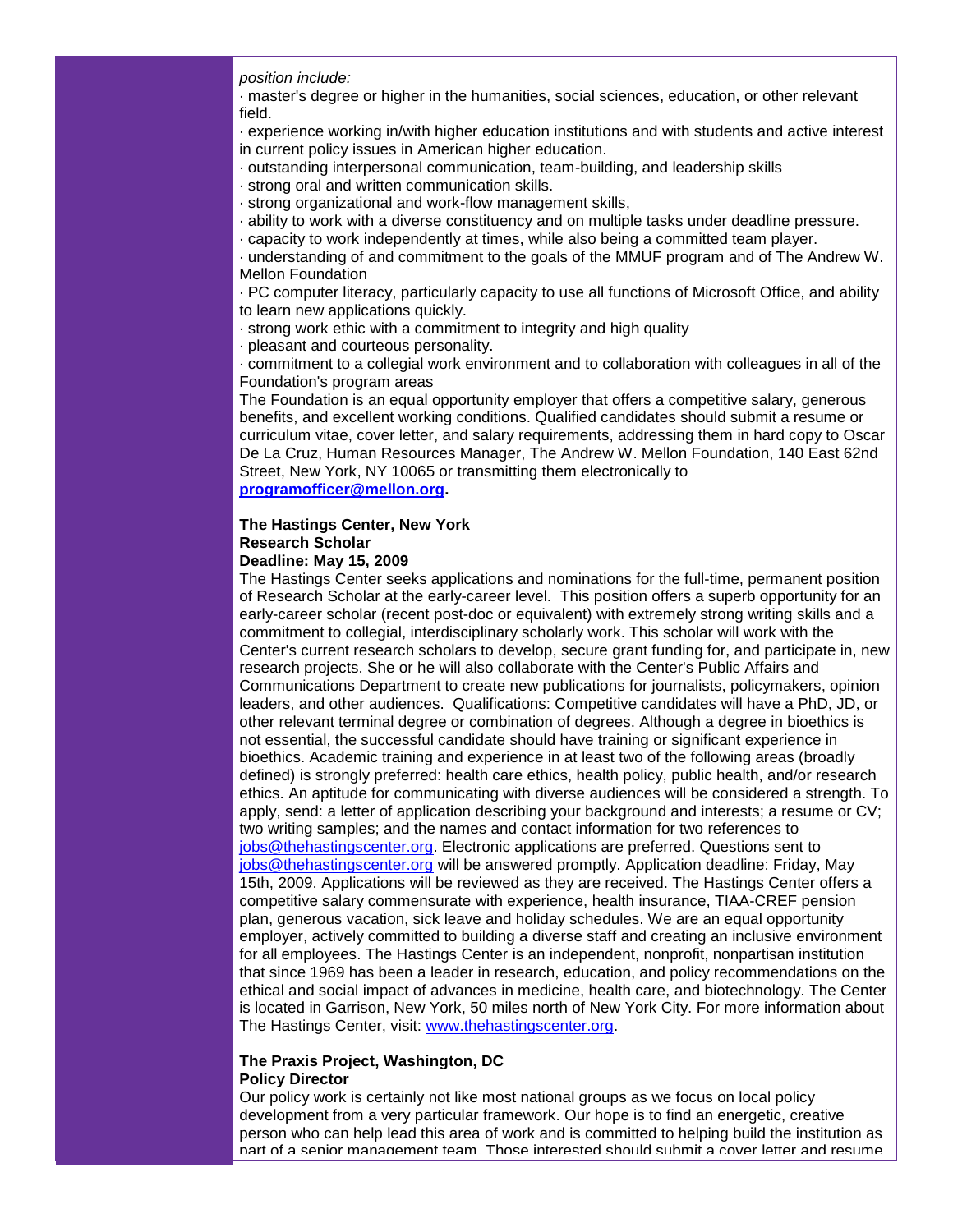*position include:*

· master's degree or higher in the humanities, social sciences, education, or other relevant field.
· experience working in/with higher education institutions and with students and active interest in current policy issues in American higher education.
· outstanding interpersonal communication, team-building, and leadership skills
· strong oral and written communication skills.
· strong organizational and work-flow management skills,
· ability to work with a diverse constituency and on multiple tasks under deadline pressure.
· capacity to work independently at times, while also being a committed team player.
· understanding of and commitment to the goals of the MMUF program and of The Andrew W. Mellon Foundation
· PC computer literacy, particularly capacity to use all functions of Microsoft Office, and ability to learn new applications quickly.
· strong work ethic with a commitment to integrity and high quality
· pleasant and courteous personality.
· commitment to a collegial work environment and to collaboration with colleagues in all of the Foundation's program areas

The Foundation is an equal opportunity employer that offers a competitive salary, generous benefits, and excellent working conditions. Qualified candidates should submit a resume or curriculum vitae, cover letter, and salary requirements, addressing them in hard copy to Oscar De La Cruz, Human Resources Manager, The Andrew W. Mellon Foundation, 140 East 62nd Street, New York, NY 10065 or transmitting them electronically to **programofficer@mellon.org.**

**The Hastings Center, New York**
**Research Scholar**
**Deadline: May 15, 2009**

The Hastings Center seeks applications and nominations for the full-time, permanent position of Research Scholar at the early-career level. This position offers a superb opportunity for an early-career scholar (recent post-doc or equivalent) with extremely strong writing skills and a commitment to collegial, interdisciplinary scholarly work. This scholar will work with the Center's current research scholars to develop, secure grant funding for, and participate in, new research projects. She or he will also collaborate with the Center's Public Affairs and Communications Department to create new publications for journalists, policymakers, opinion leaders, and other audiences. Qualifications: Competitive candidates will have a PhD, JD, or other relevant terminal degree or combination of degrees. Although a degree in bioethics is not essential, the successful candidate should have training or significant experience in bioethics. Academic training and experience in at least two of the following areas (broadly defined) is strongly preferred: health care ethics, health policy, public health, and/or research ethics. An aptitude for communicating with diverse audiences will be considered a strength. To apply, send: a letter of application describing your background and interests; a resume or CV; two writing samples; and the names and contact information for two references to jobs@thehastingscenter.org. Electronic applications are preferred. Questions sent to jobs@thehastingscenter.org will be answered promptly. Application deadline: Friday, May 15th, 2009. Applications will be reviewed as they are received. The Hastings Center offers a competitive salary commensurate with experience, health insurance, TIAA-CREF pension plan, generous vacation, sick leave and holiday schedules. We are an equal opportunity employer, actively committed to building a diverse staff and creating an inclusive environment for all employees. The Hastings Center is an independent, nonprofit, nonpartisan institution that since 1969 has been a leader in research, education, and policy recommendations on the ethical and social impact of advances in medicine, health care, and biotechnology. The Center is located in Garrison, New York, 50 miles north of New York City. For more information about The Hastings Center, visit: www.thehastingscenter.org.

**The Praxis Project, Washington, DC**
**Policy Director**

Our policy work is certainly not like most national groups as we focus on local policy development from a very particular framework. Our hope is to find an energetic, creative person who can help lead this area of work and is committed to helping build the institution as part of a senior management team. Those interested should submit a cover letter and resume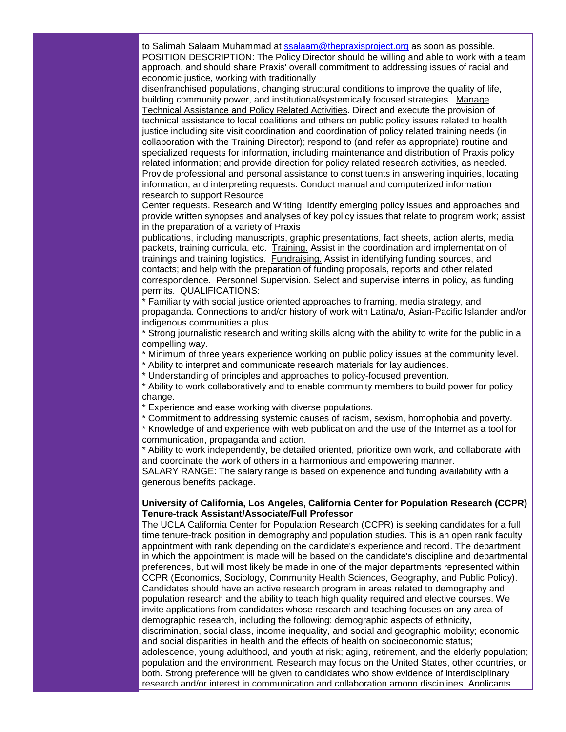to Salimah Salaam Muhammad at ssalaam@thepraxisproject.org as soon as possible. POSITION DESCRIPTION: The Policy Director should be willing and able to work with a team approach, and should share Praxis' overall commitment to addressing issues of racial and economic justice, working with traditionally disenfranchised populations, changing structural conditions to improve the quality of life, building community power, and institutional/systemically focused strategies. Manage Technical Assistance and Policy Related Activities. Direct and execute the provision of technical assistance to local coalitions and others on public policy issues related to health justice including site visit coordination and coordination of policy related training needs (in collaboration with the Training Director); respond to (and refer as appropriate) routine and specialized requests for information, including maintenance and distribution of Praxis policy related information; and provide direction for policy related research activities, as needed. Provide professional and personal assistance to constituents in answering inquiries, locating information, and interpreting requests. Conduct manual and computerized information research to support Resource Center requests. Research and Writing. Identify emerging policy issues and approaches and provide written synopses and analyses of key policy issues that relate to program work; assist in the preparation of a variety of Praxis publications, including manuscripts, graphic presentations, fact sheets, action alerts, media packets, training curricula, etc. Training. Assist in the coordination and implementation of trainings and training logistics. Fundraising. Assist in identifying funding sources, and contacts; and help with the preparation of funding proposals, reports and other related correspondence. Personnel Supervision. Select and supervise interns in policy, as funding permits. QUALIFICATIONS:

* Familiarity with social justice oriented approaches to framing, media strategy, and propaganda. Connections to and/or history of work with Latina/o, Asian-Pacific Islander and/or indigenous communities a plus.
* Strong journalistic research and writing skills along with the ability to write for the public in a compelling way.
* Minimum of three years experience working on public policy issues at the community level.
* Ability to interpret and communicate research materials for lay audiences.
* Understanding of principles and approaches to policy-focused prevention.
* Ability to work collaboratively and to enable community members to build power for policy change.
* Experience and ease working with diverse populations.
* Commitment to addressing systemic causes of racism, sexism, homophobia and poverty.
* Knowledge of and experience with web publication and the use of the Internet as a tool for communication, propaganda and action.
* Ability to work independently, be detailed oriented, prioritize own work, and collaborate with and coordinate the work of others in a harmonious and empowering manner.

SALARY RANGE: The salary range is based on experience and funding availability with a generous benefits package.

**University of California, Los Angeles, California Center for Population Research (CCPR) Tenure-track Assistant/Associate/Full Professor**

The UCLA California Center for Population Research (CCPR) is seeking candidates for a full time tenure-track position in demography and population studies. This is an open rank faculty appointment with rank depending on the candidate's experience and record. The department in which the appointment is made will be based on the candidate's discipline and departmental preferences, but will most likely be made in one of the major departments represented within CCPR (Economics, Sociology, Community Health Sciences, Geography, and Public Policy). Candidates should have an active research program in areas related to demography and population research and the ability to teach high quality required and elective courses. We invite applications from candidates whose research and teaching focuses on any area of demographic research, including the following: demographic aspects of ethnicity, discrimination, social class, income inequality, and social and geographic mobility; economic and social disparities in health and the effects of health on socioeconomic status; adolescence, young adulthood, and youth at risk; aging, retirement, and the elderly population; population and the environment. Research may focus on the United States, other countries, or both. Strong preference will be given to candidates who show evidence of interdisciplinary research and/or interest in communication and collaboration among disciplines. Applicants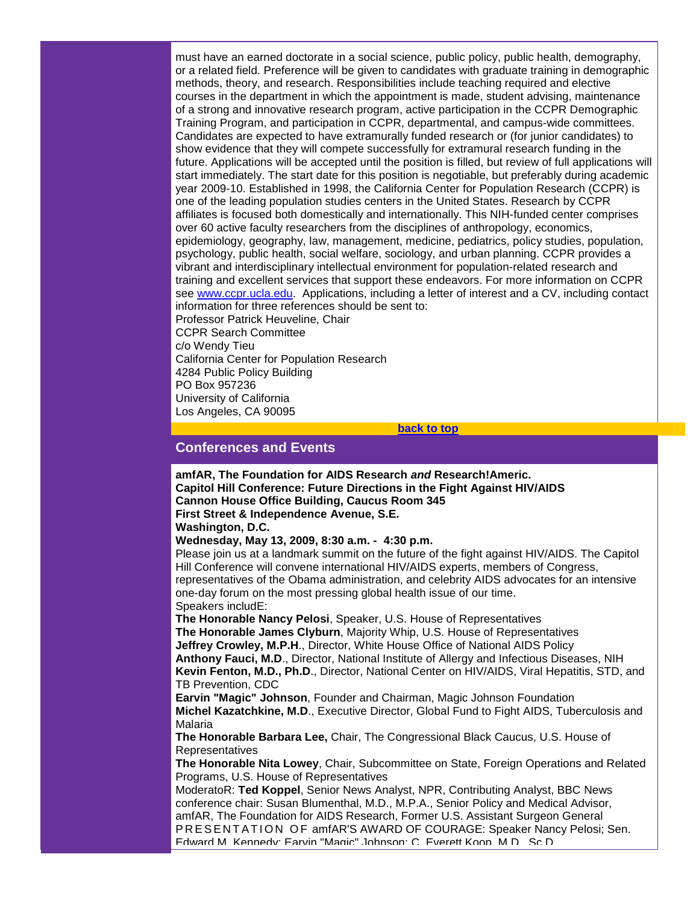must have an earned doctorate in a social science, public policy, public health, demography, or a related field. Preference will be given to candidates with graduate training in demographic methods, theory, and research. Responsibilities include teaching required and elective courses in the department in which the appointment is made, student advising, maintenance of a strong and innovative research program, active participation in the CCPR Demographic Training Program, and participation in CCPR, departmental, and campus-wide committees. Candidates are expected to have extramurally funded research or (for junior candidates) to show evidence that they will compete successfully for extramural research funding in the future. Applications will be accepted until the position is filled, but review of full applications will start immediately. The start date for this position is negotiable, but preferably during academic year 2009-10. Established in 1998, the California Center for Population Research (CCPR) is one of the leading population studies centers in the United States. Research by CCPR affiliates is focused both domestically and internationally. This NIH-funded center comprises over 60 active faculty researchers from the disciplines of anthropology, economics, epidemiology, geography, law, management, medicine, pediatrics, policy studies, population, psychology, public health, social welfare, sociology, and urban planning. CCPR provides a vibrant and interdisciplinary intellectual environment for population-related research and training and excellent services that support these endeavors. For more information on CCPR see www.ccpr.ucla.edu. Applications, including a letter of interest and a CV, including contact information for three references should be sent to:
Professor Patrick Heuveline, Chair
CCPR Search Committee
c/o Wendy Tieu
California Center for Population Research
4284 Public Policy Building
PO Box 957236
University of California
Los Angeles, CA 90095

**back to top**

## Conferences and Events

**amfAR, The Foundation for AIDS Research *and* Research!Americ.**
**Capitol Hill Conference: Future Directions in the Fight Against HIV/AIDS**
**Cannon House Office Building, Caucus Room 345**
**First Street & Independence Avenue, S.E.**
**Washington, D.C.**
**Wednesday, May 13, 2009, 8:30 a.m. - 4:30 p.m.**
Please join us at a landmark summit on the future of the fight against HIV/AIDS. The Capitol Hill Conference will convene international HIV/AIDS experts, members of Congress, representatives of the Obama administration, and celebrity AIDS advocates for an intensive one-day forum on the most pressing global health issue of our time.
Speakers includE:
**The Honorable Nancy Pelosi**, Speaker, U.S. House of Representatives
**The Honorable James Clyburn**, Majority Whip, U.S. House of Representatives
**Jeffrey Crowley, M.P.H**., Director, White House Office of National AIDS Policy
**Anthony Fauci, M.D**., Director, National Institute of Allergy and Infectious Diseases, NIH
**Kevin Fenton, M.D., Ph.D**., Director, National Center on HIV/AIDS, Viral Hepatitis, STD, and TB Prevention, CDC
**Earvin "Magic" Johnson**, Founder and Chairman, Magic Johnson Foundation
**Michel Kazatchkine, M.D**., Executive Director, Global Fund to Fight AIDS, Tuberculosis and Malaria
**The Honorable Barbara Lee,** Chair, The Congressional Black Caucus, U.S. House of Representatives
**The Honorable Nita Lowey**, Chair, Subcommittee on State, Foreign Operations and Related Programs, U.S. House of Representatives
ModeratoR: **Ted Koppel**, Senior News Analyst, NPR, Contributing Analyst, BBC News
conference chair: Susan Blumenthal, M.D., M.P.A., Senior Policy and Medical Advisor, amfAR, The Foundation for AIDS Research, Former U.S. Assistant Surgeon General
PRESENTATION OF amfAR'S AWARD OF COURAGE: Speaker Nancy Pelosi; Sen. Edward M. Kennedy; Earvin "Magic" Johnson; C. Everett Koop, M.D., Sc.D.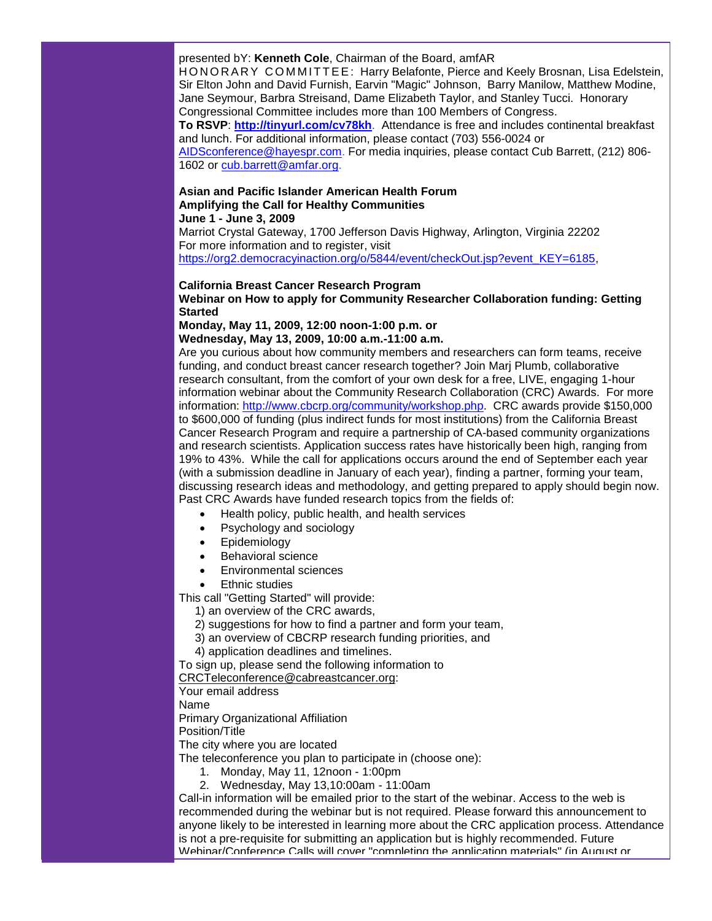presented bY: **Kenneth Cole**, Chairman of the Board, amfAR

HONORARY COMMITTEE: Harry Belafonte, Pierce and Keely Brosnan, Lisa Edelstein, Sir Elton John and David Furnish, Earvin "Magic" Johnson, Barry Manilow, Matthew Modine, Jane Seymour, Barbra Streisand, Dame Elizabeth Taylor, and Stanley Tucci. Honorary Congressional Committee includes more than 100 Members of Congress.

**To RSVP**: **http://tinyurl.com/cv78kh**. Attendance is free and includes continental breakfast and lunch. For additional information, please contact (703) 556-0024 or AIDSconference@hayespr.com. For media inquiries, please contact Cub Barrett, (212) 806-1602 or cub.barrett@amfar.org.

**Asian and Pacific Islander American Health Forum**
**Amplifying the Call for Healthy Communities**
**June 1 - June 3, 2009**

Marriot Crystal Gateway, 1700 Jefferson Davis Highway, Arlington, Virginia 22202
For more information and to register, visit https://org2.democracyinaction.org/o/5844/event/checkOut.jsp?event_KEY=6185,

**California Breast Cancer Research Program**
**Webinar on How to apply for Community Researcher Collaboration funding: Getting Started**
**Monday, May 11, 2009, 12:00 noon-1:00 p.m. or**
**Wednesday, May 13, 2009, 10:00 a.m.-11:00 a.m.**

Are you curious about how community members and researchers can form teams, receive funding, and conduct breast cancer research together? Join Marj Plumb, collaborative research consultant, from the comfort of your own desk for a free, LIVE, engaging 1-hour information webinar about the Community Research Collaboration (CRC) Awards. For more information: http://www.cbcrp.org/community/workshop.php. CRC awards provide $150,000 to $600,000 of funding (plus indirect funds for most institutions) from the California Breast Cancer Research Program and require a partnership of CA-based community organizations and research scientists. Application success rates have historically been high, ranging from 19% to 43%. While the call for applications occurs around the end of September each year (with a submission deadline in January of each year), finding a partner, forming your team, discussing research ideas and methodology, and getting prepared to apply should begin now. Past CRC Awards have funded research topics from the fields of:

- Health policy, public health, and health services
- Psychology and sociology
- Epidemiology
- Behavioral science
- Environmental sciences
- Ethnic studies

This call "Getting Started" will provide:

1) an overview of the CRC awards,
2) suggestions for how to find a partner and form your team,
3) an overview of CBCRP research funding priorities, and
4) application deadlines and timelines.

To sign up, please send the following information to CRCTeleconference@cabreastcancer.org:

Your email address
Name
Primary Organizational Affiliation
Position/Title
The city where you are located
The teleconference you plan to participate in (choose one):

1. Monday, May 11, 12noon - 1:00pm
2. Wednesday, May 13,10:00am - 11:00am

Call-in information will be emailed prior to the start of the webinar. Access to the web is recommended during the webinar but is not required. Please forward this announcement to anyone likely to be interested in learning more about the CRC application process. Attendance is not a pre-requisite for submitting an application but is highly recommended. Future Webinar/Conference Calls will cover "completing the application materials" (in August or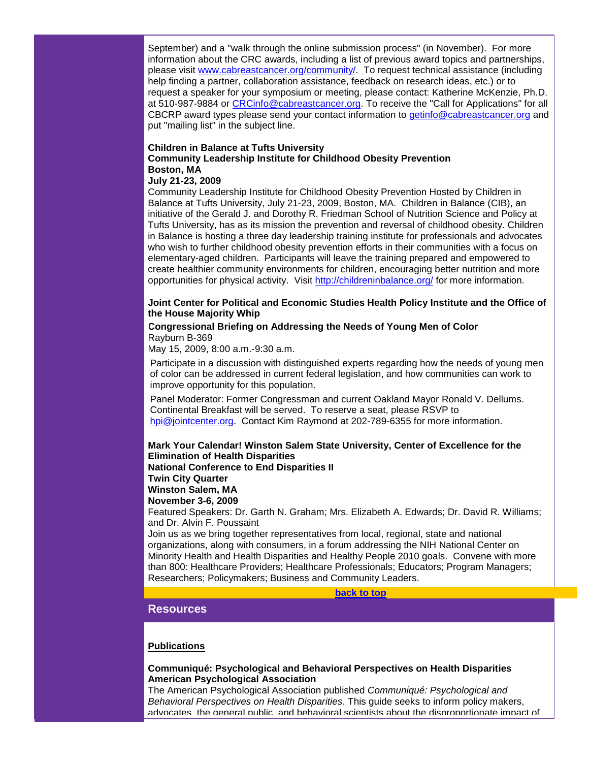September) and a "walk through the online submission process" (in November). For more information about the CRC awards, including a list of previous award topics and partnerships, please visit [www.cabreastcancer.org/community/](www.cabreastcancer.org/community/). To request technical assistance (including help finding a partner, collaboration assistance, feedback on research ideas, etc.) or to request a speaker for your symposium or meeting, please contact: Katherine McKenzie, Ph.D. at 510-987-9884 or CRCinfo@cabreastcancer.org. To receive the "Call for Applications" for all CBCRP award types please send your contact information to getinfo@cabreastcancer.org and put "mailing list" in the subject line.

**Children in Balance at Tufts University**
**Community Leadership Institute for Childhood Obesity Prevention**
**Boston, MA**
**July 21-23, 2009**

Community Leadership Institute for Childhood Obesity Prevention Hosted by Children in Balance at Tufts University, July 21-23, 2009, Boston, MA. Children in Balance (CIB), an initiative of the Gerald J. and Dorothy R. Friedman School of Nutrition Science and Policy at Tufts University, has as its mission the prevention and reversal of childhood obesity. Children in Balance is hosting a three day leadership training institute for professionals and advocates who wish to further childhood obesity prevention efforts in their communities with a focus on elementary-aged children. Participants will leave the training prepared and empowered to create healthier community environments for children, encouraging better nutrition and more opportunities for physical activity. Visit [http://childreninbalance.org/](http://childreninbalance.org/) for more information.

**Joint Center for Political and Economic Studies Health Policy Institute and the Office of the House Majority Whip**

**Congressional Briefing on Addressing the Needs of Young Men of Color**
Rayburn B-369
May 15, 2009, 8:00 a.m.-9:30 a.m.

Participate in a discussion with distinguished experts regarding how the needs of young men of color can be addressed in current federal legislation, and how communities can work to improve opportunity for this population.

Panel Moderator: Former Congressman and current Oakland Mayor Ronald V. Dellums. Continental Breakfast will be served. To reserve a seat, please RSVP to hpi@jointcenter.org. Contact Kim Raymond at 202-789-6355 for more information.

**Mark Your Calendar! Winston Salem State University, Center of Excellence for the Elimination of Health Disparities**
**National Conference to End Disparities II**
**Twin City Quarter**
**Winston Salem, MA**
**November 3-6, 2009**

Featured Speakers: Dr. Garth N. Graham; Mrs. Elizabeth A. Edwards; Dr. David R. Williams; and Dr. Alvin F. Poussaint

Join us as we bring together representatives from local, regional, state and national organizations, along with consumers, in a forum addressing the NIH National Center on Minority Health and Health Disparities and Healthy People 2010 goals. Convene with more than 800: Healthcare Providers; Healthcare Professionals; Educators; Program Managers; Researchers; Policymakers; Business and Community Leaders.

**back to top**

## Resources

**Publications**

**Communiqué: Psychological and Behavioral Perspectives on Health Disparities**
**American Psychological Association**

The American Psychological Association published *Communiqué: Psychological and Behavioral Perspectives on Health Disparities*. This guide seeks to inform policy makers, advocates, the general public, and behavioral scientists about the disproportionate impact of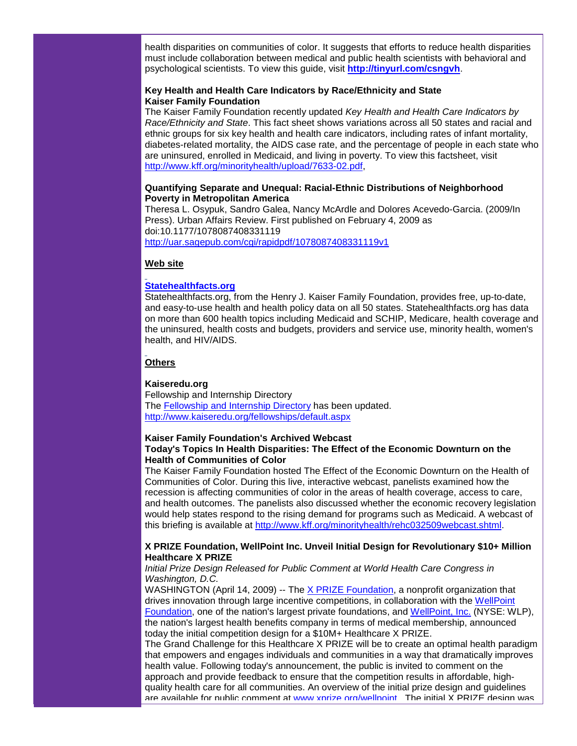health disparities on communities of color. It suggests that efforts to reduce health disparities must include collaboration between medical and public health scientists with behavioral and psychological scientists. To view this guide, visit **[http://tinyurl.com/csngvh](http://tinyurl.com/csngvh)**.

**Key Health and Health Care Indicators by Race/Ethnicity and State**
**Kaiser Family Foundation**

The Kaiser Family Foundation recently updated *Key Health and Health Care Indicators by Race/Ethnicity and State*. This fact sheet shows variations across all 50 states and racial and ethnic groups for six key health and health care indicators, including rates of infant mortality, diabetes-related mortality, the AIDS case rate, and the percentage of people in each state who are uninsured, enrolled in Medicaid, and living in poverty. To view this factsheet, visit [http://www.kff.org/minorityhealth/upload/7633-02.pdf](http://www.kff.org/minorityhealth/upload/7633-02.pdf),

**Quantifying Separate and Unequal: Racial-Ethnic Distributions of Neighborhood Poverty in Metropolitan America**

Theresa L. Osypuk, Sandro Galea, Nancy McArdle and Dolores Acevedo-Garcia. (2009/In Press). Urban Affairs Review. First published on February 4, 2009 as doi:10.1177/1078087408331119
[http://uar.sagepub.com/cgi/rapidpdf/1078087408331119v1](http://uar.sagepub.com/cgi/rapidpdf/1078087408331119v1)

**Web site**

**[Statehealthfacts.org](Statehealthfacts.org)**

Statehealthfacts.org, from the Henry J. Kaiser Family Foundation, provides free, up-to-date, and easy-to-use health and health policy data on all 50 states. Statehealthfacts.org has data on more than 600 health topics including Medicaid and SCHIP, Medicare, health coverage and the uninsured, health costs and budgets, providers and service use, minority health, women's health, and HIV/AIDS.

**Others**

**Kaiseredu.org**

Fellowship and Internship Directory

The [Fellowship and Internship Directory](http://www.kaiseredu.org/fellowships/default.aspx) has been updated.
[http://www.kaiseredu.org/fellowships/default.aspx](http://www.kaiseredu.org/fellowships/default.aspx)

**Kaiser Family Foundation's Archived Webcast**
**Today's Topics In Health Disparities: The Effect of the Economic Downturn on the Health of Communities of Color**

The Kaiser Family Foundation hosted The Effect of the Economic Downturn on the Health of Communities of Color. During this live, interactive webcast, panelists examined how the recession is affecting communities of color in the areas of health coverage, access to care, and health outcomes. The panelists also discussed whether the economic recovery legislation would help states respond to the rising demand for programs such as Medicaid. A webcast of this briefing is available at [http://www.kff.org/minorityhealth/rehc032509webcast.shtml](http://www.kff.org/minorityhealth/rehc032509webcast.shtml).

**X PRIZE Foundation, WellPoint Inc. Unveil Initial Design for Revolutionary $10+ Million Healthcare X PRIZE**

*Initial Prize Design Released for Public Comment at World Health Care Congress in Washington, D.C.*

WASHINGTON (April 14, 2009) -- The [X PRIZE Foundation](X PRIZE Foundation), a nonprofit organization that drives innovation through large incentive competitions, in collaboration with the [WellPoint Foundation](WellPoint Foundation), one of the nation's largest private foundations, and [WellPoint, Inc.](WellPoint, Inc.) (NYSE: WLP), the nation's largest health benefits company in terms of medical membership, announced today the initial competition design for a $10M+ Healthcare X PRIZE.

The Grand Challenge for this Healthcare X PRIZE will be to create an optimal health paradigm that empowers and engages individuals and communities in a way that dramatically improves health value. Following today's announcement, the public is invited to comment on the approach and provide feedback to ensure that the competition results in affordable, high-quality health care for all communities. An overview of the initial prize design and guidelines are available for public comment at [www.xprize.org/wellpoint](www.xprize.org/wellpoint). The initial X PRIZE design was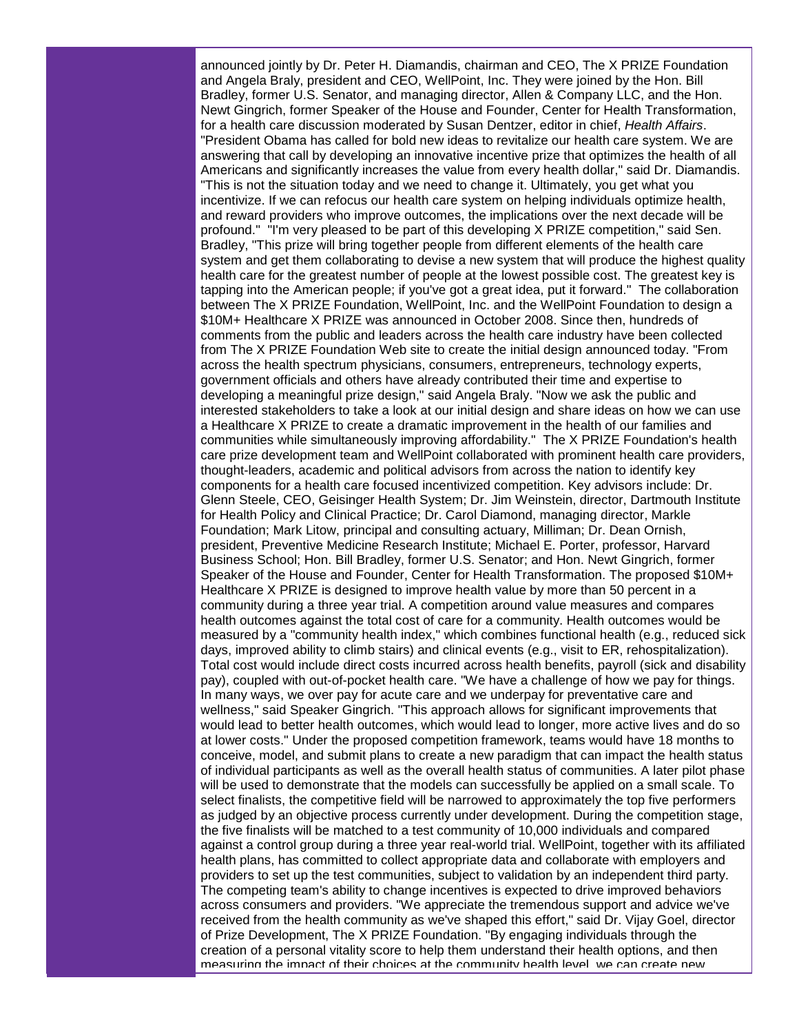announced jointly by Dr. Peter H. Diamandis, chairman and CEO, The X PRIZE Foundation and Angela Braly, president and CEO, WellPoint, Inc. They were joined by the Hon. Bill Bradley, former U.S. Senator, and managing director, Allen & Company LLC, and the Hon. Newt Gingrich, former Speaker of the House and Founder, Center for Health Transformation, for a health care discussion moderated by Susan Dentzer, editor in chief, *Health Affairs*. "President Obama has called for bold new ideas to revitalize our health care system. We are answering that call by developing an innovative incentive prize that optimizes the health of all Americans and significantly increases the value from every health dollar," said Dr. Diamandis. "This is not the situation today and we need to change it. Ultimately, you get what you incentivize. If we can refocus our health care system on helping individuals optimize health, and reward providers who improve outcomes, the implications over the next decade will be profound." "I'm very pleased to be part of this developing X PRIZE competition," said Sen. Bradley, "This prize will bring together people from different elements of the health care system and get them collaborating to devise a new system that will produce the highest quality health care for the greatest number of people at the lowest possible cost. The greatest key is tapping into the American people; if you've got a great idea, put it forward." The collaboration between The X PRIZE Foundation, WellPoint, Inc. and the WellPoint Foundation to design a $10M+ Healthcare X PRIZE was announced in October 2008. Since then, hundreds of comments from the public and leaders across the health care industry have been collected from The X PRIZE Foundation Web site to create the initial design announced today. "From across the health spectrum physicians, consumers, entrepreneurs, technology experts, government officials and others have already contributed their time and expertise to developing a meaningful prize design," said Angela Braly. "Now we ask the public and interested stakeholders to take a look at our initial design and share ideas on how we can use a Healthcare X PRIZE to create a dramatic improvement in the health of our families and communities while simultaneously improving affordability." The X PRIZE Foundation's health care prize development team and WellPoint collaborated with prominent health care providers, thought-leaders, academic and political advisors from across the nation to identify key components for a health care focused incentivized competition. Key advisors include: Dr. Glenn Steele, CEO, Geisinger Health System; Dr. Jim Weinstein, director, Dartmouth Institute for Health Policy and Clinical Practice; Dr. Carol Diamond, managing director, Markle Foundation; Mark Litow, principal and consulting actuary, Milliman; Dr. Dean Ornish, president, Preventive Medicine Research Institute; Michael E. Porter, professor, Harvard Business School; Hon. Bill Bradley, former U.S. Senator; and Hon. Newt Gingrich, former Speaker of the House and Founder, Center for Health Transformation. The proposed $10M+ Healthcare X PRIZE is designed to improve health value by more than 50 percent in a community during a three year trial. A competition around value measures and compares health outcomes against the total cost of care for a community. Health outcomes would be measured by a "community health index," which combines functional health (e.g., reduced sick days, improved ability to climb stairs) and clinical events (e.g., visit to ER, rehospitalization). Total cost would include direct costs incurred across health benefits, payroll (sick and disability pay), coupled with out-of-pocket health care. "We have a challenge of how we pay for things. In many ways, we over pay for acute care and we underpay for preventative care and wellness," said Speaker Gingrich. "This approach allows for significant improvements that would lead to better health outcomes, which would lead to longer, more active lives and do so at lower costs." Under the proposed competition framework, teams would have 18 months to conceive, model, and submit plans to create a new paradigm that can impact the health status of individual participants as well as the overall health status of communities. A later pilot phase will be used to demonstrate that the models can successfully be applied on a small scale. To select finalists, the competitive field will be narrowed to approximately the top five performers as judged by an objective process currently under development. During the competition stage, the five finalists will be matched to a test community of 10,000 individuals and compared against a control group during a three year real-world trial. WellPoint, together with its affiliated health plans, has committed to collect appropriate data and collaborate with employers and providers to set up the test communities, subject to validation by an independent third party. The competing team's ability to change incentives is expected to drive improved behaviors across consumers and providers. "We appreciate the tremendous support and advice we've received from the health community as we've shaped this effort," said Dr. Vijay Goel, director of Prize Development, The X PRIZE Foundation. "By engaging individuals through the creation of a personal vitality score to help them understand their health options, and then measuring the impact of their choices at the community health level, we can create new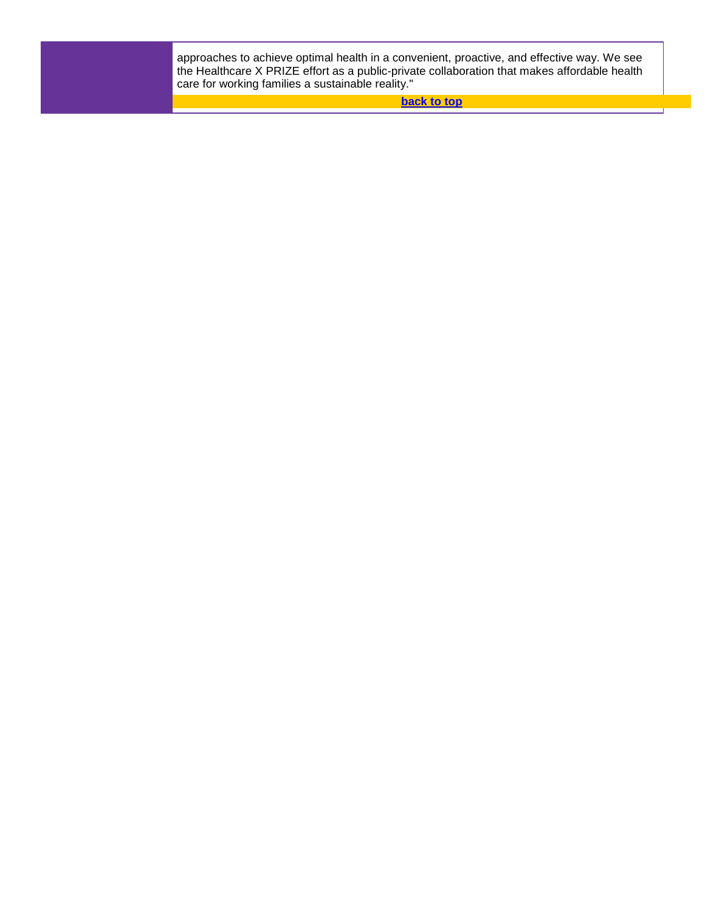approaches to achieve optimal health in a convenient, proactive, and effective way. We see the Healthcare X PRIZE effort as a public-private collaboration that makes affordable health care for working families a sustainable reality."

**back to top**